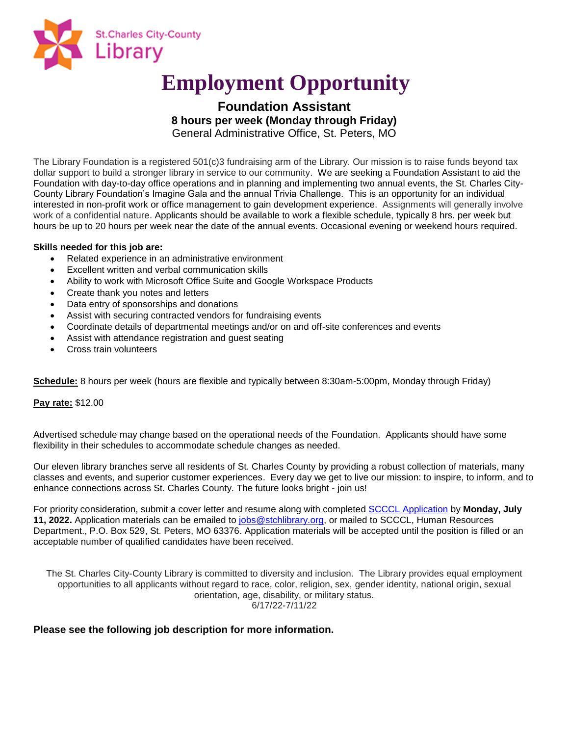St.Charles City-County Library

# Employment Opportunity

**Foundation Assistant**
**8 hours per week (Monday through Friday)**
General Administrative Office, St. Peters, MO

The Library Foundation is a registered 501(c)3 fundraising arm of the Library. Our mission is to raise funds beyond tax dollar support to build a stronger library in service to our community. We are seeking a Foundation Assistant to aid the Foundation with day-to-day office operations and in planning and implementing two annual events, the St. Charles City-County Library Foundation's Imagine Gala and the annual Trivia Challenge. This is an opportunity for an individual interested in non-profit work or office management to gain development experience. Assignments will generally involve work of a confidential nature. Applicants should be available to work a flexible schedule, typically 8 hrs. per week but hours be up to 20 hours per week near the date of the annual events. Occasional evening or weekend hours required.

**Skills needed for this job are:**

- Related experience in an administrative environment
- Excellent written and verbal communication skills
- Ability to work with Microsoft Office Suite and Google Workspace Products
- Create thank you notes and letters
- Data entry of sponsorships and donations
- Assist with securing contracted vendors for fundraising events
- Coordinate details of departmental meetings and/or on and off-site conferences and events
- Assist with attendance registration and guest seating
- Cross train volunteers

**Schedule:** 8 hours per week (hours are flexible and typically between 8:30am-5:00pm, Monday through Friday)

**Pay rate:** $12.00

Advertised schedule may change based on the operational needs of the Foundation. Applicants should have some flexibility in their schedules to accommodate schedule changes as needed.

Our eleven library branches serve all residents of St. Charles County by providing a robust collection of materials, many classes and events, and superior customer experiences. Every day we get to live our mission: to inspire, to inform, and to enhance connections across St. Charles County. The future looks bright - join us!

For priority consideration, submit a cover letter and resume along with completed SCCCL Application by **Monday, July 11, 2022.** Application materials can be emailed to jobs@stchlibrary.org, or mailed to SCCCL, Human Resources Department., P.O. Box 529, St. Peters, MO 63376. Application materials will be accepted until the position is filled or an acceptable number of qualified candidates have been received.

The St. Charles City-County Library is committed to diversity and inclusion. The Library provides equal employment opportunities to all applicants without regard to race, color, religion, sex, gender identity, national origin, sexual orientation, age, disability, or military status.
6/17/22-7/11/22

**Please see the following job description for more information.**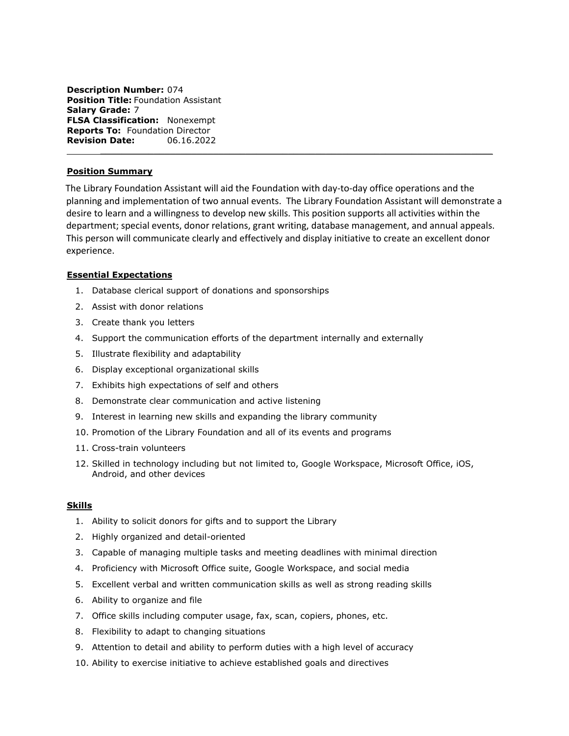**Description Number:** 074
**Position Title:** Foundation Assistant
**Salary Grade:** 7
**FLSA Classification:** Nonexempt
**Reports To:** Foundation Director
**Revision Date:** 06.16.2022

---

## Position Summary

The Library Foundation Assistant will aid the Foundation with day-to-day office operations and the planning and implementation of two annual events. The Library Foundation Assistant will demonstrate a desire to learn and a willingness to develop new skills. This position supports all activities within the department; special events, donor relations, grant writing, database management, and annual appeals. This person will communicate clearly and effectively and display initiative to create an excellent donor experience.

## Essential Expectations

1. Database clerical support of donations and sponsorships
2. Assist with donor relations
3. Create thank you letters
4. Support the communication efforts of the department internally and externally
5. Illustrate flexibility and adaptability
6. Display exceptional organizational skills
7. Exhibits high expectations of self and others
8. Demonstrate clear communication and active listening
9. Interest in learning new skills and expanding the library community
10. Promotion of the Library Foundation and all of its events and programs
11. Cross-train volunteers
12. Skilled in technology including but not limited to, Google Workspace, Microsoft Office, iOS, Android, and other devices

## Skills

1. Ability to solicit donors for gifts and to support the Library
2. Highly organized and detail-oriented
3. Capable of managing multiple tasks and meeting deadlines with minimal direction
4. Proficiency with Microsoft Office suite, Google Workspace, and social media
5. Excellent verbal and written communication skills as well as strong reading skills
6. Ability to organize and file
7. Office skills including computer usage, fax, scan, copiers, phones, etc.
8. Flexibility to adapt to changing situations
9. Attention to detail and ability to perform duties with a high level of accuracy
10. Ability to exercise initiative to achieve established goals and directives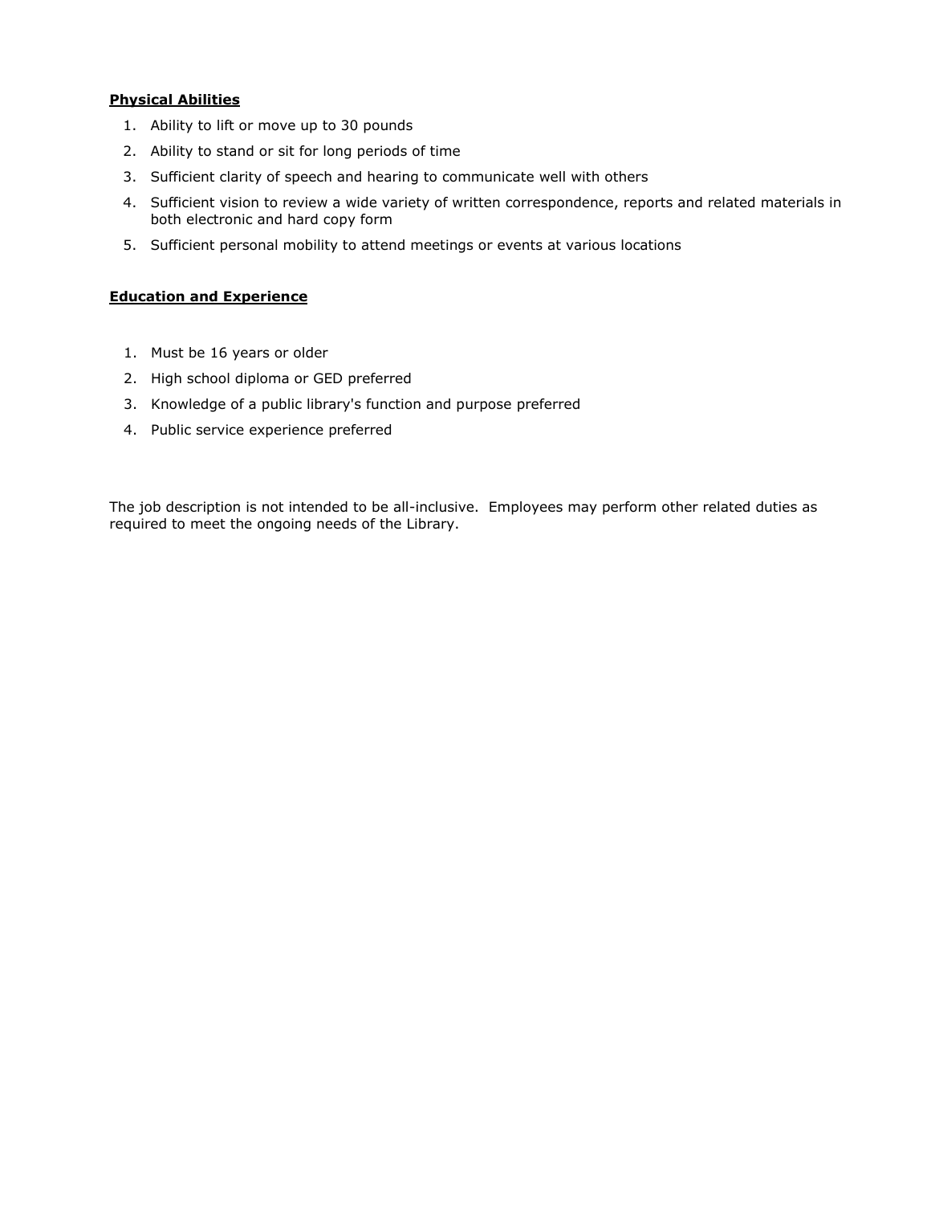**Physical Abilities**

1. Ability to lift or move up to 30 pounds
2. Ability to stand or sit for long periods of time
3. Sufficient clarity of speech and hearing to communicate well with others
4. Sufficient vision to review a wide variety of written correspondence, reports and related materials in both electronic and hard copy form
5. Sufficient personal mobility to attend meetings or events at various locations

**Education and Experience**

1. Must be 16 years or older
2. High school diploma or GED preferred
3. Knowledge of a public library's function and purpose preferred
4. Public service experience preferred

The job description is not intended to be all-inclusive. Employees may perform other related duties as required to meet the ongoing needs of the Library.